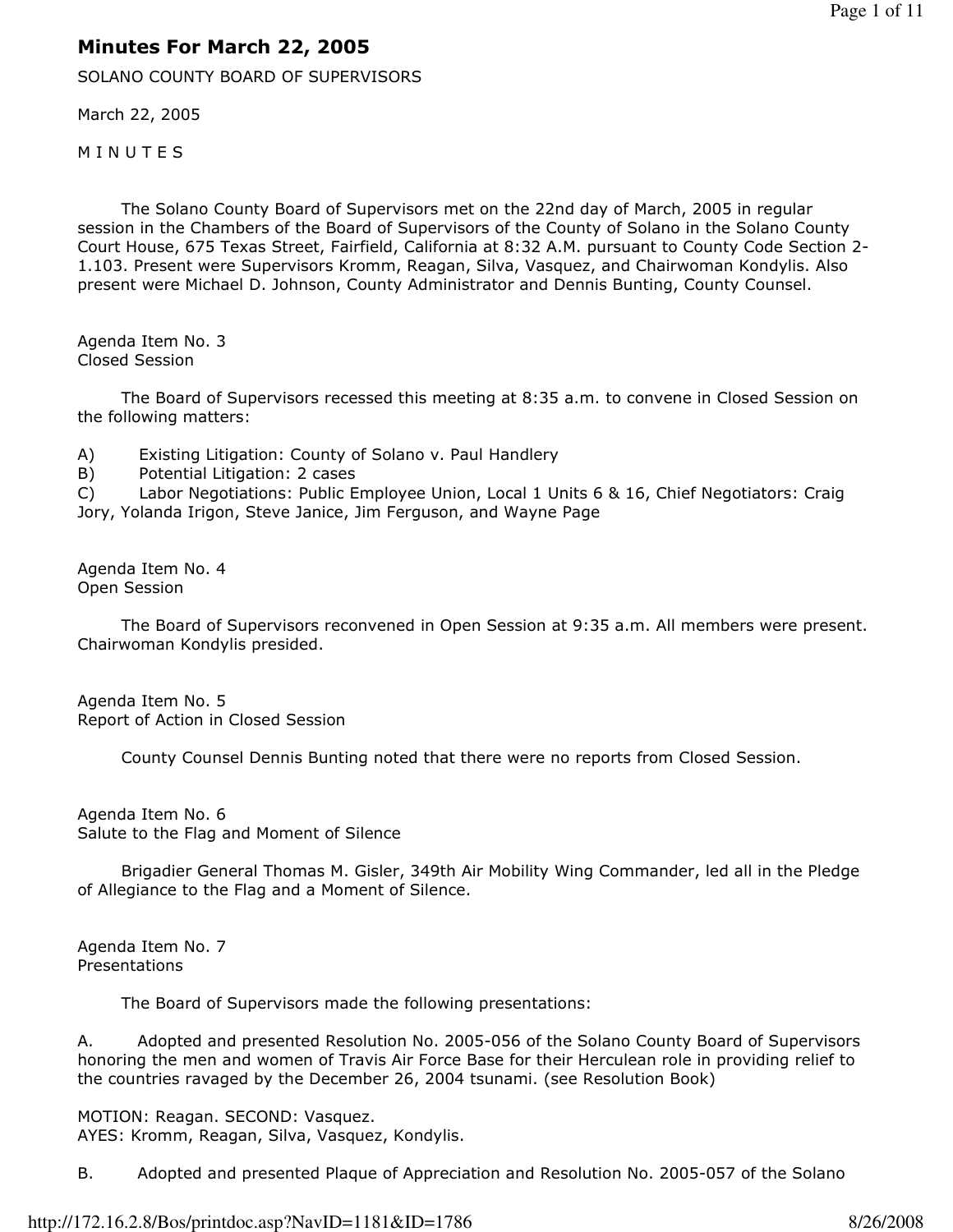# Minutes For March 22, 2005

SOLANO COUNTY BOARD OF SUPERVISORS

March 22, 2005

M I N U T E S

The Solano County Board of Supervisors met on the 22nd day of March, 2005 in regular session in the Chambers of the Board of Supervisors of the County of Solano in the Solano County Court House, 675 Texas Street, Fairfield, California at 8:32 A.M. pursuant to County Code Section 2-1.103. Present were Supervisors Kromm, Reagan, Silva, Vasquez, and Chairwoman Kondylis. Also present were Michael D. Johnson, County Administrator and Dennis Bunting, County Counsel.

Agenda Item No. 3
Closed Session

The Board of Supervisors recessed this meeting at 8:35 a.m. to convene in Closed Session on the following matters:

A) Existing Litigation: County of Solano v. Paul Handlery
B) Potential Litigation: 2 cases
C) Labor Negotiations: Public Employee Union, Local 1 Units 6 & 16, Chief Negotiators: Craig Jory, Yolanda Irigon, Steve Janice, Jim Ferguson, and Wayne Page

Agenda Item No. 4
Open Session

The Board of Supervisors reconvened in Open Session at 9:35 a.m. All members were present. Chairwoman Kondylis presided.

Agenda Item No. 5
Report of Action in Closed Session

County Counsel Dennis Bunting noted that there were no reports from Closed Session.

Agenda Item No. 6
Salute to the Flag and Moment of Silence

Brigadier General Thomas M. Gisler, 349th Air Mobility Wing Commander, led all in the Pledge of Allegiance to the Flag and a Moment of Silence.

Agenda Item No. 7
Presentations

The Board of Supervisors made the following presentations:

A. Adopted and presented Resolution No. 2005-056 of the Solano County Board of Supervisors honoring the men and women of Travis Air Force Base for their Herculean role in providing relief to the countries ravaged by the December 26, 2004 tsunami. (see Resolution Book)

MOTION: Reagan. SECOND: Vasquez.
AYES: Kromm, Reagan, Silva, Vasquez, Kondylis.

B. Adopted and presented Plaque of Appreciation and Resolution No. 2005-057 of the Solano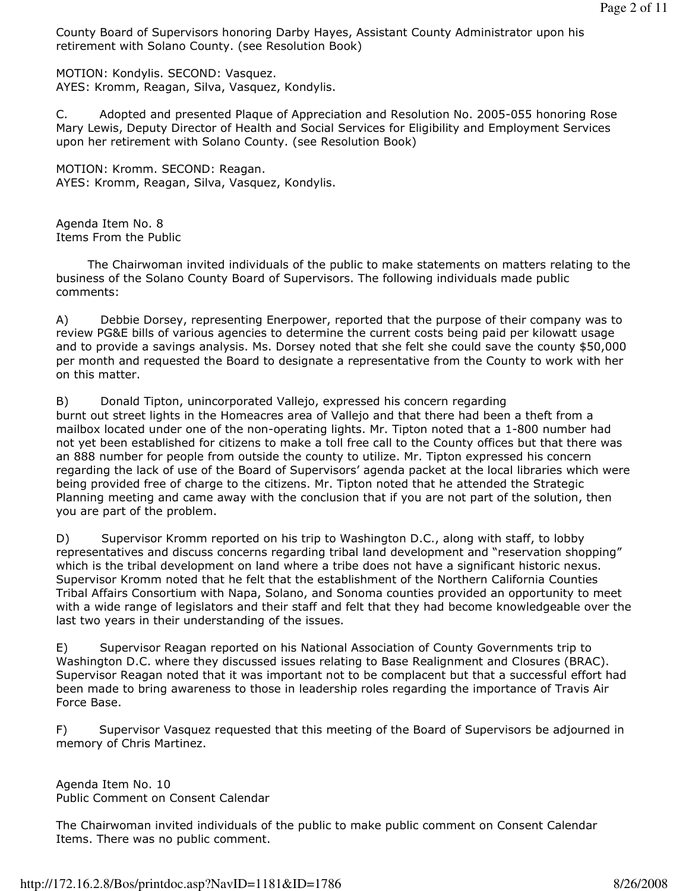County Board of Supervisors honoring Darby Hayes, Assistant County Administrator upon his retirement with Solano County. (see Resolution Book)

MOTION: Kondylis. SECOND: Vasquez.
AYES: Kromm, Reagan, Silva, Vasquez, Kondylis.

C. Adopted and presented Plaque of Appreciation and Resolution No. 2005-055 honoring Rose Mary Lewis, Deputy Director of Health and Social Services for Eligibility and Employment Services upon her retirement with Solano County. (see Resolution Book)

MOTION: Kromm. SECOND: Reagan.
AYES: Kromm, Reagan, Silva, Vasquez, Kondylis.

Agenda Item No. 8
Items From the Public

The Chairwoman invited individuals of the public to make statements on matters relating to the business of the Solano County Board of Supervisors. The following individuals made public comments:

A) Debbie Dorsey, representing Enerpower, reported that the purpose of their company was to review PG&E bills of various agencies to determine the current costs being paid per kilowatt usage and to provide a savings analysis. Ms. Dorsey noted that she felt she could save the county $50,000 per month and requested the Board to designate a representative from the County to work with her on this matter.

B) Donald Tipton, unincorporated Vallejo, expressed his concern regarding burnt out street lights in the Homeacres area of Vallejo and that there had been a theft from a mailbox located under one of the non-operating lights. Mr. Tipton noted that a 1-800 number had not yet been established for citizens to make a toll free call to the County offices but that there was an 888 number for people from outside the county to utilize. Mr. Tipton expressed his concern regarding the lack of use of the Board of Supervisors' agenda packet at the local libraries which were being provided free of charge to the citizens. Mr. Tipton noted that he attended the Strategic Planning meeting and came away with the conclusion that if you are not part of the solution, then you are part of the problem.

D) Supervisor Kromm reported on his trip to Washington D.C., along with staff, to lobby representatives and discuss concerns regarding tribal land development and "reservation shopping" which is the tribal development on land where a tribe does not have a significant historic nexus. Supervisor Kromm noted that he felt that the establishment of the Northern California Counties Tribal Affairs Consortium with Napa, Solano, and Sonoma counties provided an opportunity to meet with a wide range of legislators and their staff and felt that they had become knowledgeable over the last two years in their understanding of the issues.

E) Supervisor Reagan reported on his National Association of County Governments trip to Washington D.C. where they discussed issues relating to Base Realignment and Closures (BRAC). Supervisor Reagan noted that it was important not to be complacent but that a successful effort had been made to bring awareness to those in leadership roles regarding the importance of Travis Air Force Base.

F) Supervisor Vasquez requested that this meeting of the Board of Supervisors be adjourned in memory of Chris Martinez.

Agenda Item No. 10
Public Comment on Consent Calendar

The Chairwoman invited individuals of the public to make public comment on Consent Calendar Items. There was no public comment.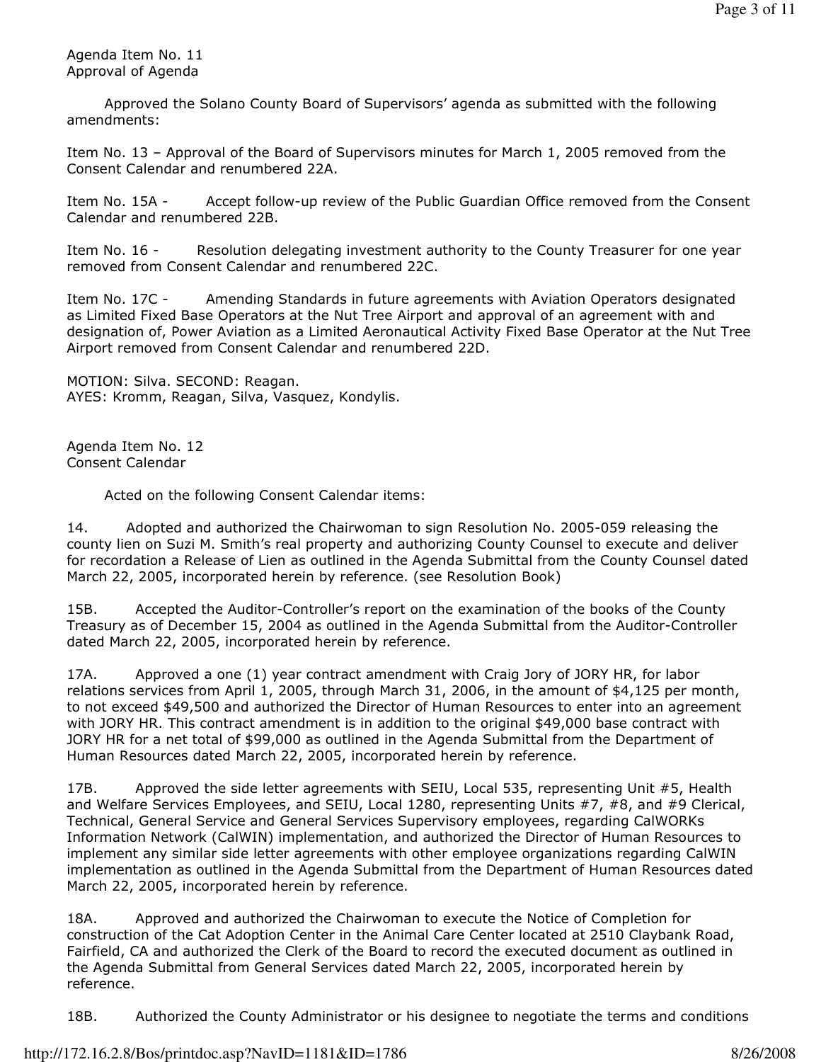Agenda Item No. 11
Approval of Agenda

Approved the Solano County Board of Supervisors' agenda as submitted with the following amendments:

Item No. 13 – Approval of the Board of Supervisors minutes for March 1, 2005 removed from the Consent Calendar and renumbered 22A.

Item No. 15A - Accept follow-up review of the Public Guardian Office removed from the Consent Calendar and renumbered 22B.

Item No. 16 - Resolution delegating investment authority to the County Treasurer for one year removed from Consent Calendar and renumbered 22C.

Item No. 17C - Amending Standards in future agreements with Aviation Operators designated as Limited Fixed Base Operators at the Nut Tree Airport and approval of an agreement with and designation of, Power Aviation as a Limited Aeronautical Activity Fixed Base Operator at the Nut Tree Airport removed from Consent Calendar and renumbered 22D.

MOTION: Silva. SECOND: Reagan.
AYES: Kromm, Reagan, Silva, Vasquez, Kondylis.

Agenda Item No. 12
Consent Calendar

Acted on the following Consent Calendar items:

14. Adopted and authorized the Chairwoman to sign Resolution No. 2005-059 releasing the county lien on Suzi M. Smith's real property and authorizing County Counsel to execute and deliver for recordation a Release of Lien as outlined in the Agenda Submittal from the County Counsel dated March 22, 2005, incorporated herein by reference. (see Resolution Book)

15B. Accepted the Auditor-Controller's report on the examination of the books of the County Treasury as of December 15, 2004 as outlined in the Agenda Submittal from the Auditor-Controller dated March 22, 2005, incorporated herein by reference.

17A. Approved a one (1) year contract amendment with Craig Jory of JORY HR, for labor relations services from April 1, 2005, through March 31, 2006, in the amount of $4,125 per month, to not exceed $49,500 and authorized the Director of Human Resources to enter into an agreement with JORY HR. This contract amendment is in addition to the original $49,000 base contract with JORY HR for a net total of $99,000 as outlined in the Agenda Submittal from the Department of Human Resources dated March 22, 2005, incorporated herein by reference.

17B. Approved the side letter agreements with SEIU, Local 535, representing Unit #5, Health and Welfare Services Employees, and SEIU, Local 1280, representing Units #7, #8, and #9 Clerical, Technical, General Service and General Services Supervisory employees, regarding CalWORKs Information Network (CalWIN) implementation, and authorized the Director of Human Resources to implement any similar side letter agreements with other employee organizations regarding CalWIN implementation as outlined in the Agenda Submittal from the Department of Human Resources dated March 22, 2005, incorporated herein by reference.

18A. Approved and authorized the Chairwoman to execute the Notice of Completion for construction of the Cat Adoption Center in the Animal Care Center located at 2510 Claybank Road, Fairfield, CA and authorized the Clerk of the Board to record the executed document as outlined in the Agenda Submittal from General Services dated March 22, 2005, incorporated herein by reference.

18B. Authorized the County Administrator or his designee to negotiate the terms and conditions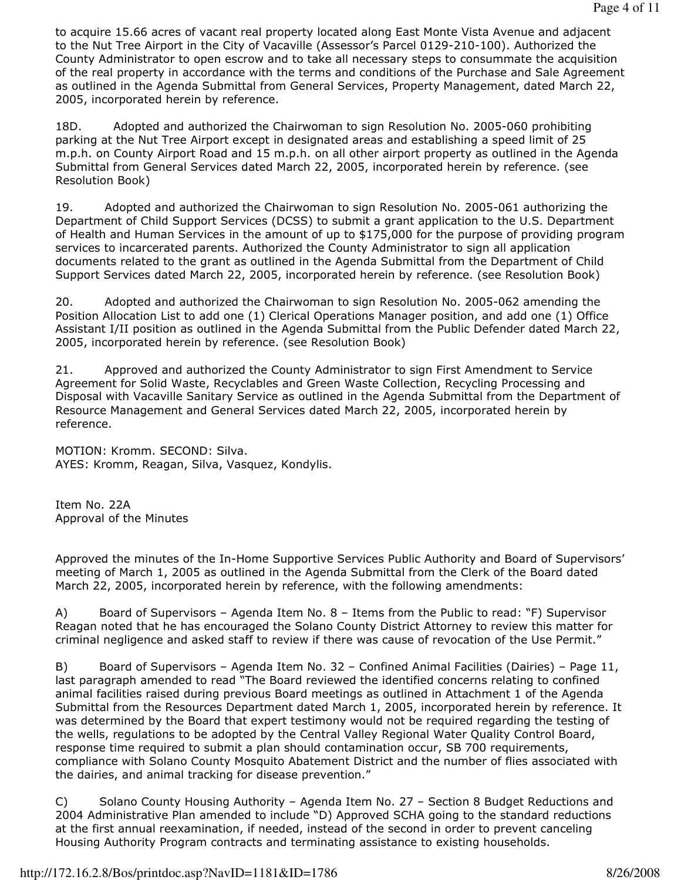to acquire 15.66 acres of vacant real property located along East Monte Vista Avenue and adjacent to the Nut Tree Airport in the City of Vacaville (Assessor's Parcel 0129-210-100). Authorized the County Administrator to open escrow and to take all necessary steps to consummate the acquisition of the real property in accordance with the terms and conditions of the Purchase and Sale Agreement as outlined in the Agenda Submittal from General Services, Property Management, dated March 22, 2005, incorporated herein by reference.

18D. Adopted and authorized the Chairwoman to sign Resolution No. 2005-060 prohibiting parking at the Nut Tree Airport except in designated areas and establishing a speed limit of 25 m.p.h. on County Airport Road and 15 m.p.h. on all other airport property as outlined in the Agenda Submittal from General Services dated March 22, 2005, incorporated herein by reference. (see Resolution Book)

19. Adopted and authorized the Chairwoman to sign Resolution No. 2005-061 authorizing the Department of Child Support Services (DCSS) to submit a grant application to the U.S. Department of Health and Human Services in the amount of up to $175,000 for the purpose of providing program services to incarcerated parents. Authorized the County Administrator to sign all application documents related to the grant as outlined in the Agenda Submittal from the Department of Child Support Services dated March 22, 2005, incorporated herein by reference. (see Resolution Book)

20. Adopted and authorized the Chairwoman to sign Resolution No. 2005-062 amending the Position Allocation List to add one (1) Clerical Operations Manager position, and add one (1) Office Assistant I/II position as outlined in the Agenda Submittal from the Public Defender dated March 22, 2005, incorporated herein by reference. (see Resolution Book)

21. Approved and authorized the County Administrator to sign First Amendment to Service Agreement for Solid Waste, Recyclables and Green Waste Collection, Recycling Processing and Disposal with Vacaville Sanitary Service as outlined in the Agenda Submittal from the Department of Resource Management and General Services dated March 22, 2005, incorporated herein by reference.

MOTION: Kromm. SECOND: Silva.
AYES: Kromm, Reagan, Silva, Vasquez, Kondylis.

Item No. 22A
Approval of the Minutes

Approved the minutes of the In-Home Supportive Services Public Authority and Board of Supervisors' meeting of March 1, 2005 as outlined in the Agenda Submittal from the Clerk of the Board dated March 22, 2005, incorporated herein by reference, with the following amendments:

A) Board of Supervisors – Agenda Item No. 8 – Items from the Public to read: "F) Supervisor Reagan noted that he has encouraged the Solano County District Attorney to review this matter for criminal negligence and asked staff to review if there was cause of revocation of the Use Permit."

B) Board of Supervisors – Agenda Item No. 32 – Confined Animal Facilities (Dairies) – Page 11, last paragraph amended to read "The Board reviewed the identified concerns relating to confined animal facilities raised during previous Board meetings as outlined in Attachment 1 of the Agenda Submittal from the Resources Department dated March 1, 2005, incorporated herein by reference. It was determined by the Board that expert testimony would not be required regarding the testing of the wells, regulations to be adopted by the Central Valley Regional Water Quality Control Board, response time required to submit a plan should contamination occur, SB 700 requirements, compliance with Solano County Mosquito Abatement District and the number of flies associated with the dairies, and animal tracking for disease prevention."

C) Solano County Housing Authority – Agenda Item No. 27 – Section 8 Budget Reductions and 2004 Administrative Plan amended to include "D) Approved SCHA going to the standard reductions at the first annual reexamination, if needed, instead of the second in order to prevent canceling Housing Authority Program contracts and terminating assistance to existing households.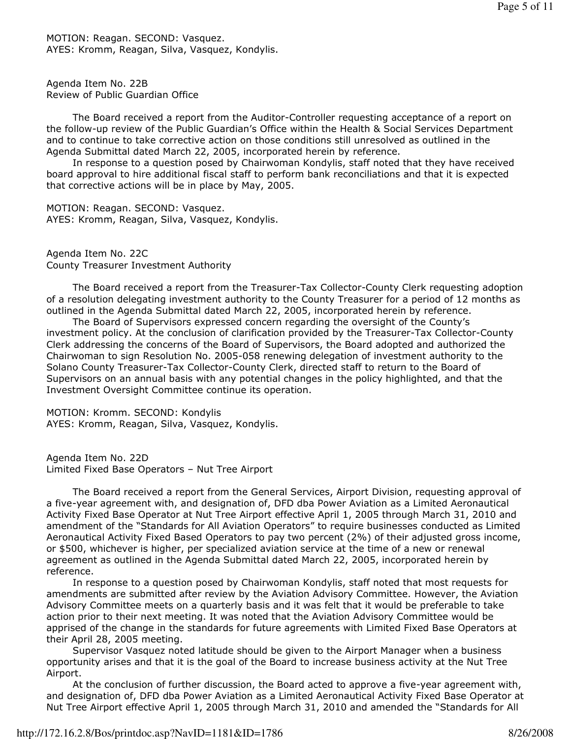MOTION: Reagan. SECOND: Vasquez.
AYES: Kromm, Reagan, Silva, Vasquez, Kondylis.

Agenda Item No. 22B
Review of Public Guardian Office

The Board received a report from the Auditor-Controller requesting acceptance of a report on the follow-up review of the Public Guardian's Office within the Health & Social Services Department and to continue to take corrective action on those conditions still unresolved as outlined in the Agenda Submittal dated March 22, 2005, incorporated herein by reference.

In response to a question posed by Chairwoman Kondylis, staff noted that they have received board approval to hire additional fiscal staff to perform bank reconciliations and that it is expected that corrective actions will be in place by May, 2005.

MOTION: Reagan. SECOND: Vasquez.
AYES: Kromm, Reagan, Silva, Vasquez, Kondylis.

Agenda Item No. 22C
County Treasurer Investment Authority

The Board received a report from the Treasurer-Tax Collector-County Clerk requesting adoption of a resolution delegating investment authority to the County Treasurer for a period of 12 months as outlined in the Agenda Submittal dated March 22, 2005, incorporated herein by reference.

The Board of Supervisors expressed concern regarding the oversight of the County's investment policy. At the conclusion of clarification provided by the Treasurer-Tax Collector-County Clerk addressing the concerns of the Board of Supervisors, the Board adopted and authorized the Chairwoman to sign Resolution No. 2005-058 renewing delegation of investment authority to the Solano County Treasurer-Tax Collector-County Clerk, directed staff to return to the Board of Supervisors on an annual basis with any potential changes in the policy highlighted, and that the Investment Oversight Committee continue its operation.

MOTION: Kromm. SECOND: Kondylis
AYES: Kromm, Reagan, Silva, Vasquez, Kondylis.

Agenda Item No. 22D
Limited Fixed Base Operators – Nut Tree Airport

The Board received a report from the General Services, Airport Division, requesting approval of a five-year agreement with, and designation of, DFD dba Power Aviation as a Limited Aeronautical Activity Fixed Base Operator at Nut Tree Airport effective April 1, 2005 through March 31, 2010 and amendment of the "Standards for All Aviation Operators" to require businesses conducted as Limited Aeronautical Activity Fixed Based Operators to pay two percent (2%) of their adjusted gross income, or $500, whichever is higher, per specialized aviation service at the time of a new or renewal agreement as outlined in the Agenda Submittal dated March 22, 2005, incorporated herein by reference.

In response to a question posed by Chairwoman Kondylis, staff noted that most requests for amendments are submitted after review by the Aviation Advisory Committee. However, the Aviation Advisory Committee meets on a quarterly basis and it was felt that it would be preferable to take action prior to their next meeting. It was noted that the Aviation Advisory Committee would be apprised of the change in the standards for future agreements with Limited Fixed Base Operators at their April 28, 2005 meeting.

Supervisor Vasquez noted latitude should be given to the Airport Manager when a business opportunity arises and that it is the goal of the Board to increase business activity at the Nut Tree Airport.

At the conclusion of further discussion, the Board acted to approve a five-year agreement with, and designation of, DFD dba Power Aviation as a Limited Aeronautical Activity Fixed Base Operator at Nut Tree Airport effective April 1, 2005 through March 31, 2010 and amended the "Standards for All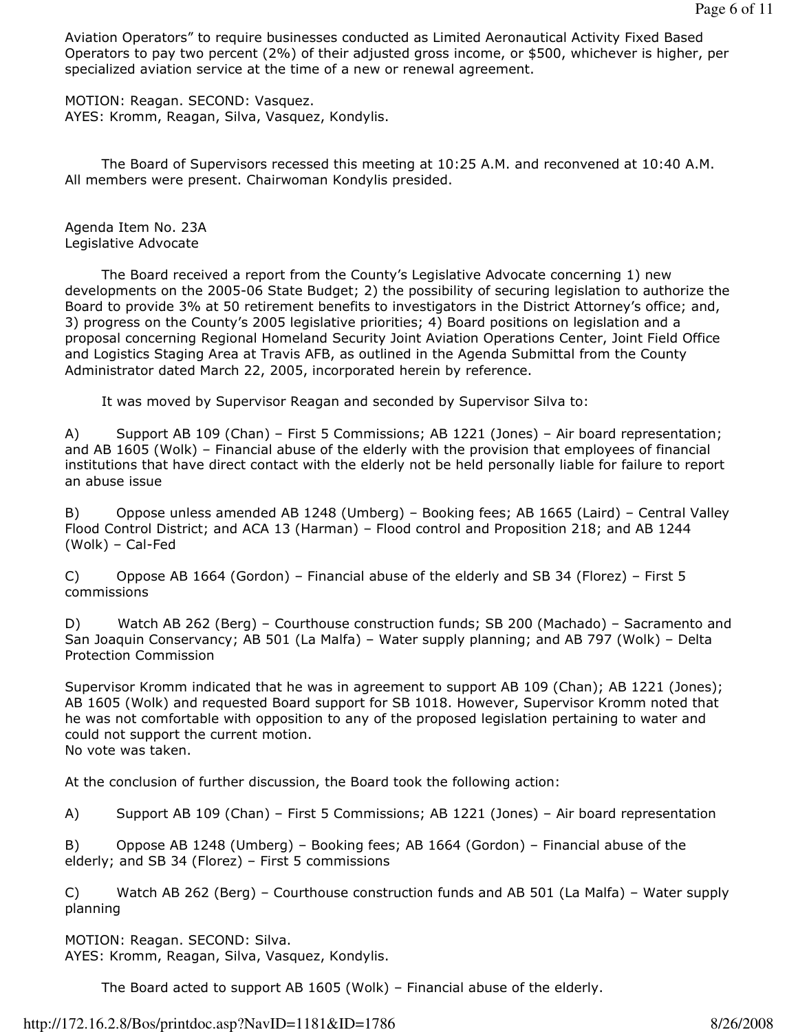Aviation Operators" to require businesses conducted as Limited Aeronautical Activity Fixed Based Operators to pay two percent (2%) of their adjusted gross income, or $500, whichever is higher, per specialized aviation service at the time of a new or renewal agreement.

MOTION: Reagan. SECOND: Vasquez.
AYES: Kromm, Reagan, Silva, Vasquez, Kondylis.

The Board of Supervisors recessed this meeting at 10:25 A.M. and reconvened at 10:40 A.M. All members were present. Chairwoman Kondylis presided.

Agenda Item No. 23A
Legislative Advocate

The Board received a report from the County's Legislative Advocate concerning 1) new developments on the 2005-06 State Budget; 2) the possibility of securing legislation to authorize the Board to provide 3% at 50 retirement benefits to investigators in the District Attorney's office; and, 3) progress on the County's 2005 legislative priorities; 4) Board positions on legislation and a proposal concerning Regional Homeland Security Joint Aviation Operations Center, Joint Field Office and Logistics Staging Area at Travis AFB, as outlined in the Agenda Submittal from the County Administrator dated March 22, 2005, incorporated herein by reference.

It was moved by Supervisor Reagan and seconded by Supervisor Silva to:

A) Support AB 109 (Chan) – First 5 Commissions; AB 1221 (Jones) – Air board representation; and AB 1605 (Wolk) – Financial abuse of the elderly with the provision that employees of financial institutions that have direct contact with the elderly not be held personally liable for failure to report an abuse issue

B) Oppose unless amended AB 1248 (Umberg) – Booking fees; AB 1665 (Laird) – Central Valley Flood Control District; and ACA 13 (Harman) – Flood control and Proposition 218; and AB 1244 (Wolk) – Cal-Fed

C) Oppose AB 1664 (Gordon) – Financial abuse of the elderly and SB 34 (Florez) – First 5 commissions

D) Watch AB 262 (Berg) – Courthouse construction funds; SB 200 (Machado) – Sacramento and San Joaquin Conservancy; AB 501 (La Malfa) – Water supply planning; and AB 797 (Wolk) – Delta Protection Commission

Supervisor Kromm indicated that he was in agreement to support AB 109 (Chan); AB 1221 (Jones); AB 1605 (Wolk) and requested Board support for SB 1018. However, Supervisor Kromm noted that he was not comfortable with opposition to any of the proposed legislation pertaining to water and could not support the current motion.
No vote was taken.

At the conclusion of further discussion, the Board took the following action:

A) Support AB 109 (Chan) – First 5 Commissions; AB 1221 (Jones) – Air board representation

B) Oppose AB 1248 (Umberg) – Booking fees; AB 1664 (Gordon) – Financial abuse of the elderly; and SB 34 (Florez) – First 5 commissions

C) Watch AB 262 (Berg) – Courthouse construction funds and AB 501 (La Malfa) – Water supply planning

MOTION: Reagan. SECOND: Silva.
AYES: Kromm, Reagan, Silva, Vasquez, Kondylis.

The Board acted to support AB 1605 (Wolk) – Financial abuse of the elderly.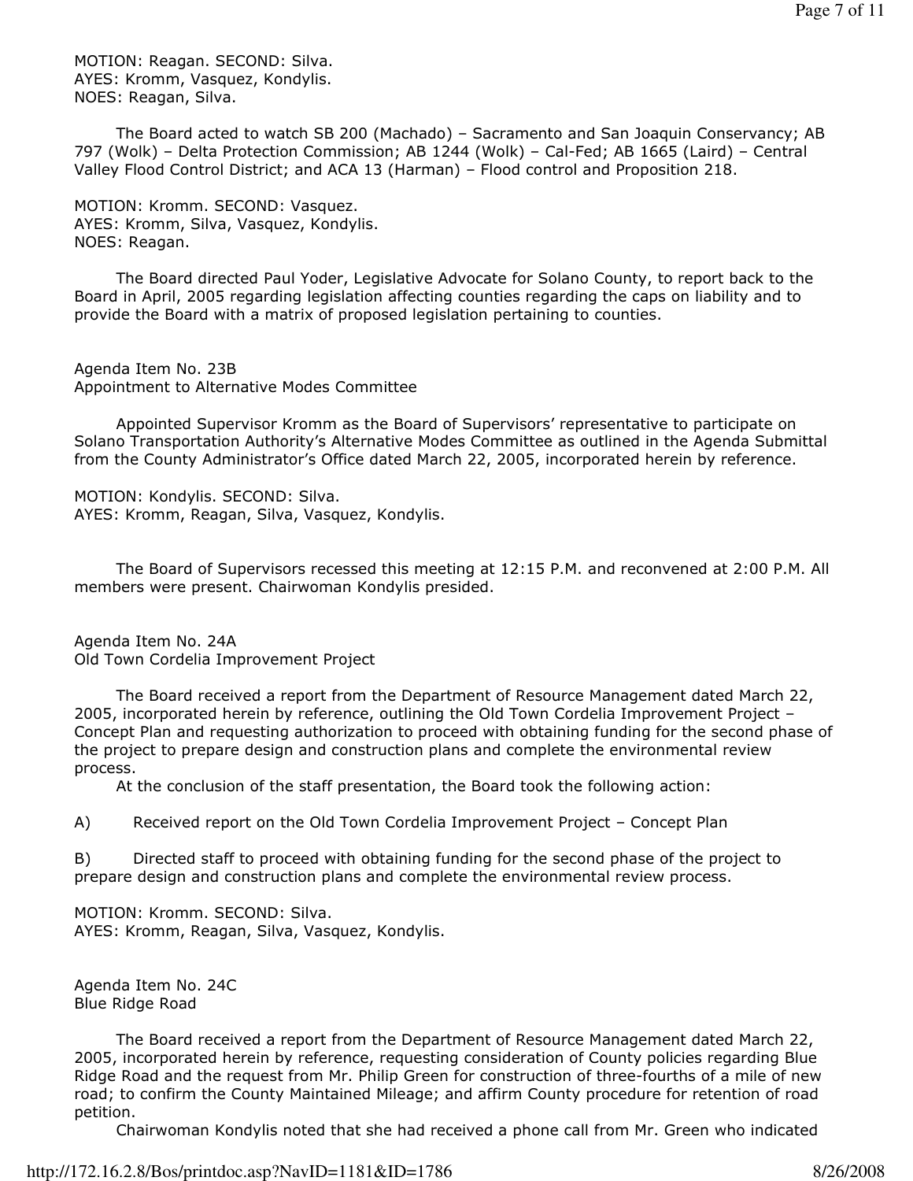MOTION: Reagan. SECOND: Silva.
AYES: Kromm, Vasquez, Kondylis.
NOES: Reagan, Silva.

The Board acted to watch SB 200 (Machado) – Sacramento and San Joaquin Conservancy; AB 797 (Wolk) – Delta Protection Commission; AB 1244 (Wolk) – Cal-Fed; AB 1665 (Laird) – Central Valley Flood Control District; and ACA 13 (Harman) – Flood control and Proposition 218.

MOTION: Kromm. SECOND: Vasquez.
AYES: Kromm, Silva, Vasquez, Kondylis.
NOES: Reagan.

The Board directed Paul Yoder, Legislative Advocate for Solano County, to report back to the Board in April, 2005 regarding legislation affecting counties regarding the caps on liability and to provide the Board with a matrix of proposed legislation pertaining to counties.

Agenda Item No. 23B
Appointment to Alternative Modes Committee

Appointed Supervisor Kromm as the Board of Supervisors' representative to participate on Solano Transportation Authority's Alternative Modes Committee as outlined in the Agenda Submittal from the County Administrator's Office dated March 22, 2005, incorporated herein by reference.

MOTION: Kondylis. SECOND: Silva.
AYES: Kromm, Reagan, Silva, Vasquez, Kondylis.

The Board of Supervisors recessed this meeting at 12:15 P.M. and reconvened at 2:00 P.M. All members were present. Chairwoman Kondylis presided.

Agenda Item No. 24A
Old Town Cordelia Improvement Project

The Board received a report from the Department of Resource Management dated March 22, 2005, incorporated herein by reference, outlining the Old Town Cordelia Improvement Project – Concept Plan and requesting authorization to proceed with obtaining funding for the second phase of the project to prepare design and construction plans and complete the environmental review process.

At the conclusion of the staff presentation, the Board took the following action:

A) Received report on the Old Town Cordelia Improvement Project – Concept Plan

B) Directed staff to proceed with obtaining funding for the second phase of the project to prepare design and construction plans and complete the environmental review process.

MOTION: Kromm. SECOND: Silva.
AYES: Kromm, Reagan, Silva, Vasquez, Kondylis.

Agenda Item No. 24C
Blue Ridge Road

The Board received a report from the Department of Resource Management dated March 22, 2005, incorporated herein by reference, requesting consideration of County policies regarding Blue Ridge Road and the request from Mr. Philip Green for construction of three-fourths of a mile of new road; to confirm the County Maintained Mileage; and affirm County procedure for retention of road petition.

Chairwoman Kondylis noted that she had received a phone call from Mr. Green who indicated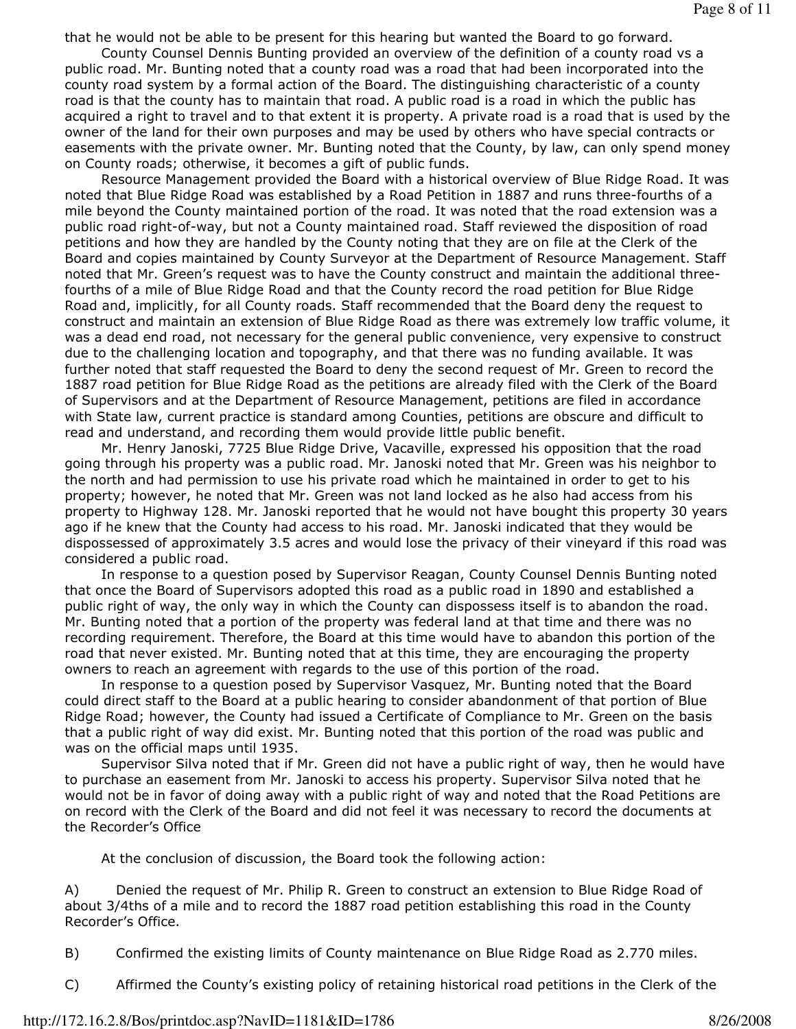that he would not be able to be present for this hearing but wanted the Board to go forward.

County Counsel Dennis Bunting provided an overview of the definition of a county road vs a public road. Mr. Bunting noted that a county road was a road that had been incorporated into the county road system by a formal action of the Board. The distinguishing characteristic of a county road is that the county has to maintain that road. A public road is a road in which the public has acquired a right to travel and to that extent it is property. A private road is a road that is used by the owner of the land for their own purposes and may be used by others who have special contracts or easements with the private owner. Mr. Bunting noted that the County, by law, can only spend money on County roads; otherwise, it becomes a gift of public funds.

Resource Management provided the Board with a historical overview of Blue Ridge Road. It was noted that Blue Ridge Road was established by a Road Petition in 1887 and runs three-fourths of a mile beyond the County maintained portion of the road. It was noted that the road extension was a public road right-of-way, but not a County maintained road. Staff reviewed the disposition of road petitions and how they are handled by the County noting that they are on file at the Clerk of the Board and copies maintained by County Surveyor at the Department of Resource Management. Staff noted that Mr. Green's request was to have the County construct and maintain the additional three-fourths of a mile of Blue Ridge Road and that the County record the road petition for Blue Ridge Road and, implicitly, for all County roads. Staff recommended that the Board deny the request to construct and maintain an extension of Blue Ridge Road as there was extremely low traffic volume, it was a dead end road, not necessary for the general public convenience, very expensive to construct due to the challenging location and topography, and that there was no funding available. It was further noted that staff requested the Board to deny the second request of Mr. Green to record the 1887 road petition for Blue Ridge Road as the petitions are already filed with the Clerk of the Board of Supervisors and at the Department of Resource Management, petitions are filed in accordance with State law, current practice is standard among Counties, petitions are obscure and difficult to read and understand, and recording them would provide little public benefit.

Mr. Henry Janoski, 7725 Blue Ridge Drive, Vacaville, expressed his opposition that the road going through his property was a public road. Mr. Janoski noted that Mr. Green was his neighbor to the north and had permission to use his private road which he maintained in order to get to his property; however, he noted that Mr. Green was not land locked as he also had access from his property to Highway 128. Mr. Janoski reported that he would not have bought this property 30 years ago if he knew that the County had access to his road. Mr. Janoski indicated that they would be dispossessed of approximately 3.5 acres and would lose the privacy of their vineyard if this road was considered a public road.

In response to a question posed by Supervisor Reagan, County Counsel Dennis Bunting noted that once the Board of Supervisors adopted this road as a public road in 1890 and established a public right of way, the only way in which the County can dispossess itself is to abandon the road. Mr. Bunting noted that a portion of the property was federal land at that time and there was no recording requirement. Therefore, the Board at this time would have to abandon this portion of the road that never existed. Mr. Bunting noted that at this time, they are encouraging the property owners to reach an agreement with regards to the use of this portion of the road.

In response to a question posed by Supervisor Vasquez, Mr. Bunting noted that the Board could direct staff to the Board at a public hearing to consider abandonment of that portion of Blue Ridge Road; however, the County had issued a Certificate of Compliance to Mr. Green on the basis that a public right of way did exist. Mr. Bunting noted that this portion of the road was public and was on the official maps until 1935.

Supervisor Silva noted that if Mr. Green did not have a public right of way, then he would have to purchase an easement from Mr. Janoski to access his property. Supervisor Silva noted that he would not be in favor of doing away with a public right of way and noted that the Road Petitions are on record with the Clerk of the Board and did not feel it was necessary to record the documents at the Recorder's Office

At the conclusion of discussion, the Board took the following action:

A) Denied the request of Mr. Philip R. Green to construct an extension to Blue Ridge Road of about 3/4ths of a mile and to record the 1887 road petition establishing this road in the County Recorder's Office.

B) Confirmed the existing limits of County maintenance on Blue Ridge Road as 2.770 miles.

C) Affirmed the County's existing policy of retaining historical road petitions in the Clerk of the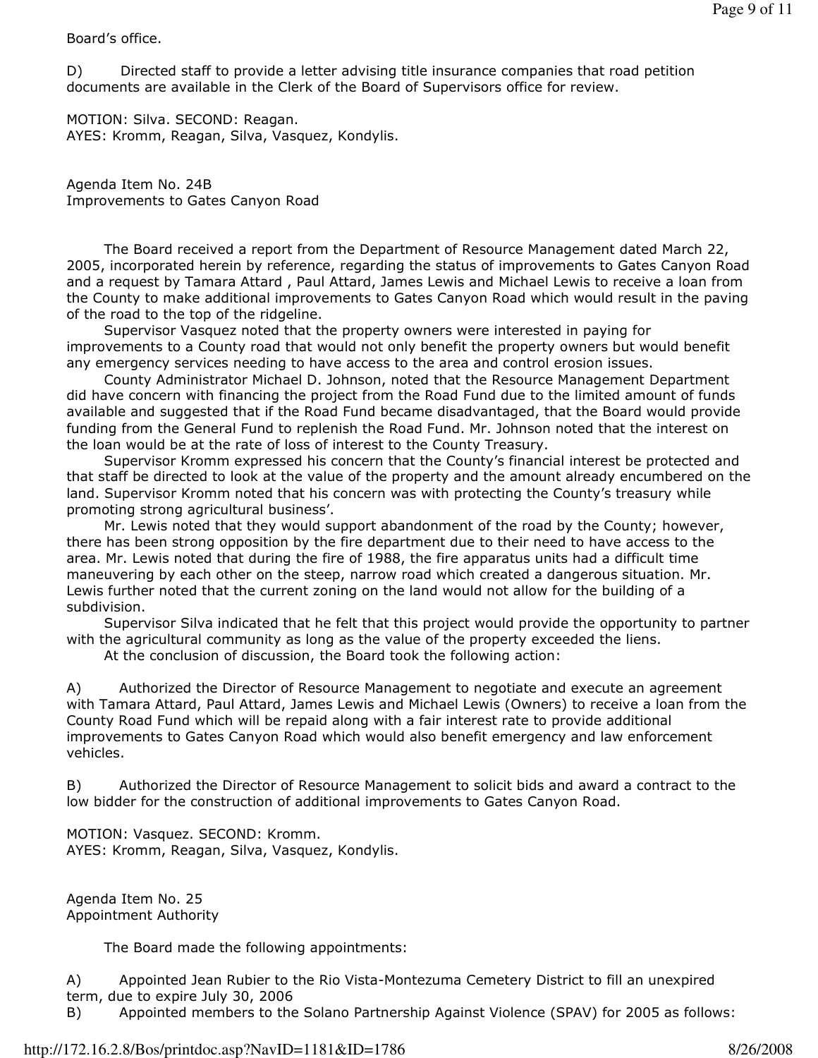Board's office.

D) Directed staff to provide a letter advising title insurance companies that road petition documents are available in the Clerk of the Board of Supervisors office for review.

MOTION: Silva. SECOND: Reagan.
AYES: Kromm, Reagan, Silva, Vasquez, Kondylis.

Agenda Item No. 24B
Improvements to Gates Canyon Road

The Board received a report from the Department of Resource Management dated March 22, 2005, incorporated herein by reference, regarding the status of improvements to Gates Canyon Road and a request by Tamara Attard , Paul Attard, James Lewis and Michael Lewis to receive a loan from the County to make additional improvements to Gates Canyon Road which would result in the paving of the road to the top of the ridgeline.

Supervisor Vasquez noted that the property owners were interested in paying for improvements to a County road that would not only benefit the property owners but would benefit any emergency services needing to have access to the area and control erosion issues.

County Administrator Michael D. Johnson, noted that the Resource Management Department did have concern with financing the project from the Road Fund due to the limited amount of funds available and suggested that if the Road Fund became disadvantaged, that the Board would provide funding from the General Fund to replenish the Road Fund. Mr. Johnson noted that the interest on the loan would be at the rate of loss of interest to the County Treasury.

Supervisor Kromm expressed his concern that the County's financial interest be protected and that staff be directed to look at the value of the property and the amount already encumbered on the land. Supervisor Kromm noted that his concern was with protecting the County's treasury while promoting strong agricultural business'.

Mr. Lewis noted that they would support abandonment of the road by the County; however, there has been strong opposition by the fire department due to their need to have access to the area. Mr. Lewis noted that during the fire of 1988, the fire apparatus units had a difficult time maneuvering by each other on the steep, narrow road which created a dangerous situation. Mr. Lewis further noted that the current zoning on the land would not allow for the building of a subdivision.

Supervisor Silva indicated that he felt that this project would provide the opportunity to partner with the agricultural community as long as the value of the property exceeded the liens.

At the conclusion of discussion, the Board took the following action:

A) Authorized the Director of Resource Management to negotiate and execute an agreement with Tamara Attard, Paul Attard, James Lewis and Michael Lewis (Owners) to receive a loan from the County Road Fund which will be repaid along with a fair interest rate to provide additional improvements to Gates Canyon Road which would also benefit emergency and law enforcement vehicles.

B) Authorized the Director of Resource Management to solicit bids and award a contract to the low bidder for the construction of additional improvements to Gates Canyon Road.

MOTION: Vasquez. SECOND: Kromm.
AYES: Kromm, Reagan, Silva, Vasquez, Kondylis.

Agenda Item No. 25
Appointment Authority

The Board made the following appointments:

A) Appointed Jean Rubier to the Rio Vista-Montezuma Cemetery District to fill an unexpired term, due to expire July 30, 2006
B) Appointed members to the Solano Partnership Against Violence (SPAV) for 2005 as follows: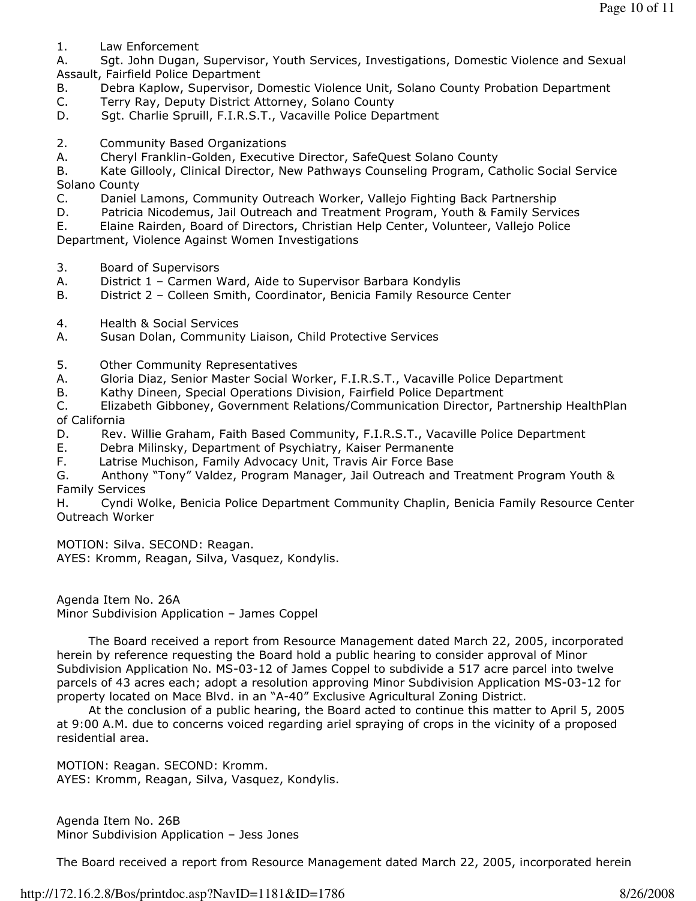1. Law Enforcement

A. Sgt. John Dugan, Supervisor, Youth Services, Investigations, Domestic Violence and Sexual Assault, Fairfield Police Department

B. Debra Kaplow, Supervisor, Domestic Violence Unit, Solano County Probation Department

C. Terry Ray, Deputy District Attorney, Solano County

D. Sgt. Charlie Spruill, F.I.R.S.T., Vacaville Police Department

2. Community Based Organizations

A. Cheryl Franklin-Golden, Executive Director, SafeQuest Solano County

B. Kate Gillooly, Clinical Director, New Pathways Counseling Program, Catholic Social Service Solano County

C. Daniel Lamons, Community Outreach Worker, Vallejo Fighting Back Partnership

D. Patricia Nicodemus, Jail Outreach and Treatment Program, Youth & Family Services

E. Elaine Rairden, Board of Directors, Christian Help Center, Volunteer, Vallejo Police Department, Violence Against Women Investigations

3. Board of Supervisors

A. District 1 – Carmen Ward, Aide to Supervisor Barbara Kondylis

B. District 2 – Colleen Smith, Coordinator, Benicia Family Resource Center

4. Health & Social Services

A. Susan Dolan, Community Liaison, Child Protective Services

5. Other Community Representatives

A. Gloria Diaz, Senior Master Social Worker, F.I.R.S.T., Vacaville Police Department

B. Kathy Dineen, Special Operations Division, Fairfield Police Department

C. Elizabeth Gibboney, Government Relations/Communication Director, Partnership HealthPlan of California

D. Rev. Willie Graham, Faith Based Community, F.I.R.S.T., Vacaville Police Department

E. Debra Milinsky, Department of Psychiatry, Kaiser Permanente

F. Latrise Muchison, Family Advocacy Unit, Travis Air Force Base

G. Anthony "Tony" Valdez, Program Manager, Jail Outreach and Treatment Program Youth & Family Services

H. Cyndi Wolke, Benicia Police Department Community Chaplin, Benicia Family Resource Center Outreach Worker

MOTION: Silva. SECOND: Reagan.
AYES: Kromm, Reagan, Silva, Vasquez, Kondylis.

Agenda Item No. 26A
Minor Subdivision Application – James Coppel

The Board received a report from Resource Management dated March 22, 2005, incorporated herein by reference requesting the Board hold a public hearing to consider approval of Minor Subdivision Application No. MS-03-12 of James Coppel to subdivide a 517 acre parcel into twelve parcels of 43 acres each; adopt a resolution approving Minor Subdivision Application MS-03-12 for property located on Mace Blvd. in an "A-40" Exclusive Agricultural Zoning District.

At the conclusion of a public hearing, the Board acted to continue this matter to April 5, 2005 at 9:00 A.M. due to concerns voiced regarding ariel spraying of crops in the vicinity of a proposed residential area.

MOTION: Reagan. SECOND: Kromm.
AYES: Kromm, Reagan, Silva, Vasquez, Kondylis.

Agenda Item No. 26B
Minor Subdivision Application – Jess Jones

The Board received a report from Resource Management dated March 22, 2005, incorporated herein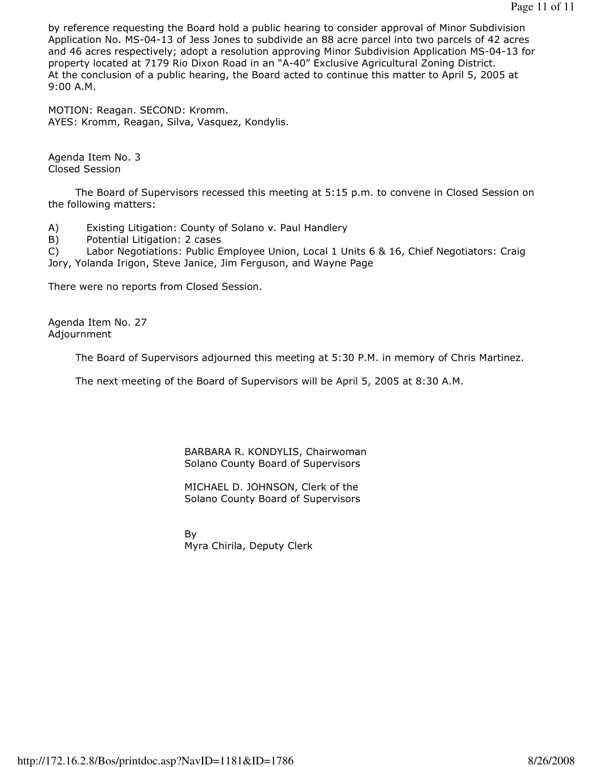by reference requesting the Board hold a public hearing to consider approval of Minor Subdivision Application No. MS-04-13 of Jess Jones to subdivide an 88 acre parcel into two parcels of 42 acres and 46 acres respectively; adopt a resolution approving Minor Subdivision Application MS-04-13 for property located at 7179 Rio Dixon Road in an "A-40" Exclusive Agricultural Zoning District.
At the conclusion of a public hearing, the Board acted to continue this matter to April 5, 2005 at 9:00 A.M.

MOTION: Reagan. SECOND: Kromm.
AYES: Kromm, Reagan, Silva, Vasquez, Kondylis.

Agenda Item No. 3
Closed Session

The Board of Supervisors recessed this meeting at 5:15 p.m. to convene in Closed Session on the following matters:

A) Existing Litigation: County of Solano v. Paul Handlery
B) Potential Litigation: 2 cases
C) Labor Negotiations: Public Employee Union, Local 1 Units 6 & 16, Chief Negotiators: Craig Jory, Yolanda Irigon, Steve Janice, Jim Ferguson, and Wayne Page

There were no reports from Closed Session.

Agenda Item No. 27
Adjournment

The Board of Supervisors adjourned this meeting at 5:30 P.M. in memory of Chris Martinez.

The next meeting of the Board of Supervisors will be April 5, 2005 at 8:30 A.M.

BARBARA R. KONDYLIS, Chairwoman
Solano County Board of Supervisors

MICHAEL D. JOHNSON, Clerk of the
Solano County Board of Supervisors

By
Myra Chirila, Deputy Clerk